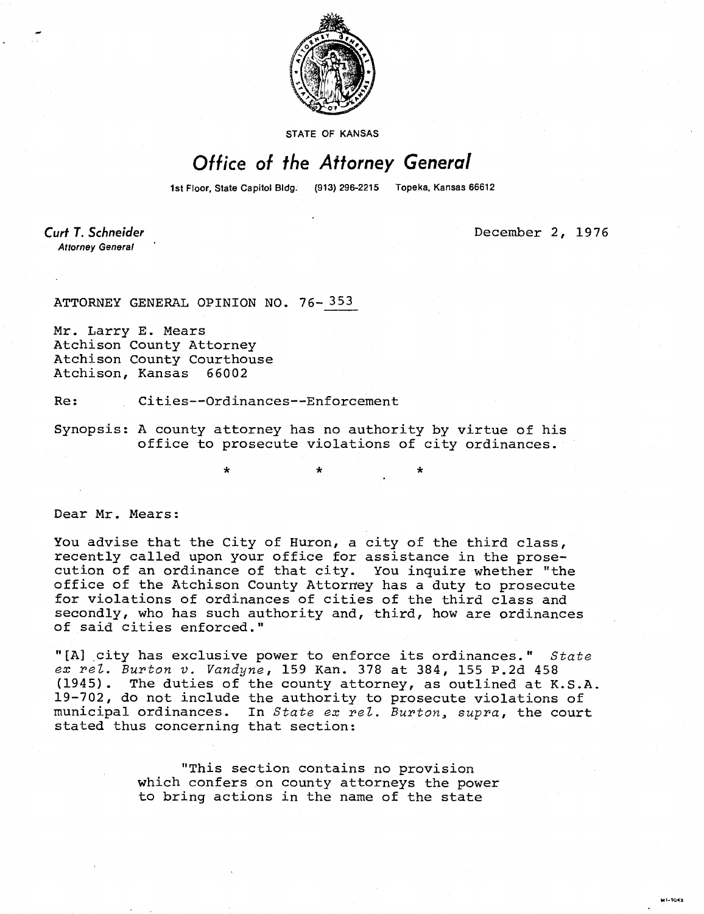STATE OF KANSAS

# Office of the Attorney General

1st Floor, State Capitol Bldg. (913) 296-2215 Topeka, Kansas 66612

**Curt T. Schneider**
*Attorney General*

December 2, 1976

ATTORNEY GENERAL OPINION NO. 76-353

Mr. Larry E. Mears
Atchison County Attorney
Atchison County Courthouse
Atchison, Kansas 66002

Re: Cities--Ordinances--Enforcement

Synopsis: A county attorney has no authority by virtue of his office to prosecute violations of city ordinances.

\* \* \*

Dear Mr. Mears:

You advise that the City of Huron, a city of the third class, recently called upon your office for assistance in the prosecution of an ordinance of that city. You inquire whether "the office of the Atchison County Attorney has a duty to prosecute for violations of ordinances of cities of the third class and secondly, who has such authority and, third, how are ordinances of said cities enforced."

"[A] city has exclusive power to enforce its ordinances." *State ex rel. Burton v. Vandyne*, 159 Kan. 378 at 384, 155 P.2d 458 (1945). The duties of the county attorney, as outlined at K.S.A. 19-702, do not include the authority to prosecute violations of municipal ordinances. In *State ex rel. Burton, supra*, the court stated thus concerning that section:

> "This section contains no provision which confers on county attorneys the power to bring actions in the name of the state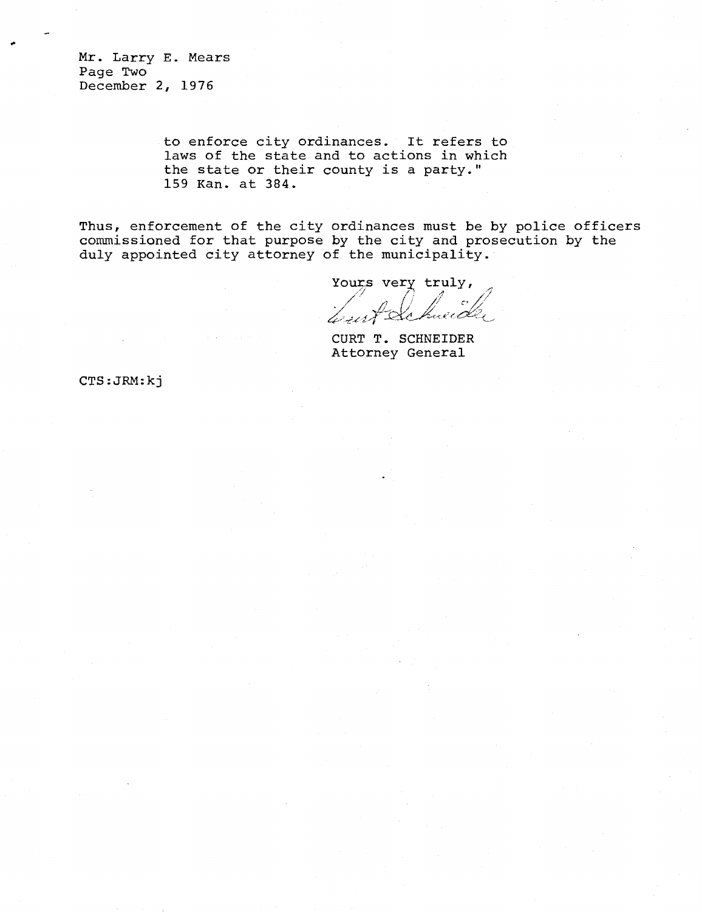Mr. Larry E. Mears
Page Two
December 2, 1976

> to enforce city ordinances. It refers to laws of the state and to actions in which the state or their county is a party." 159 Kan. at 384.

Thus, enforcement of the city ordinances must be by police officers commissioned for that purpose by the city and prosecution by the duly appointed city attorney of the municipality.

Yours very truly,

CURT T. SCHNEIDER
Attorney General

CTS:JRM:kj